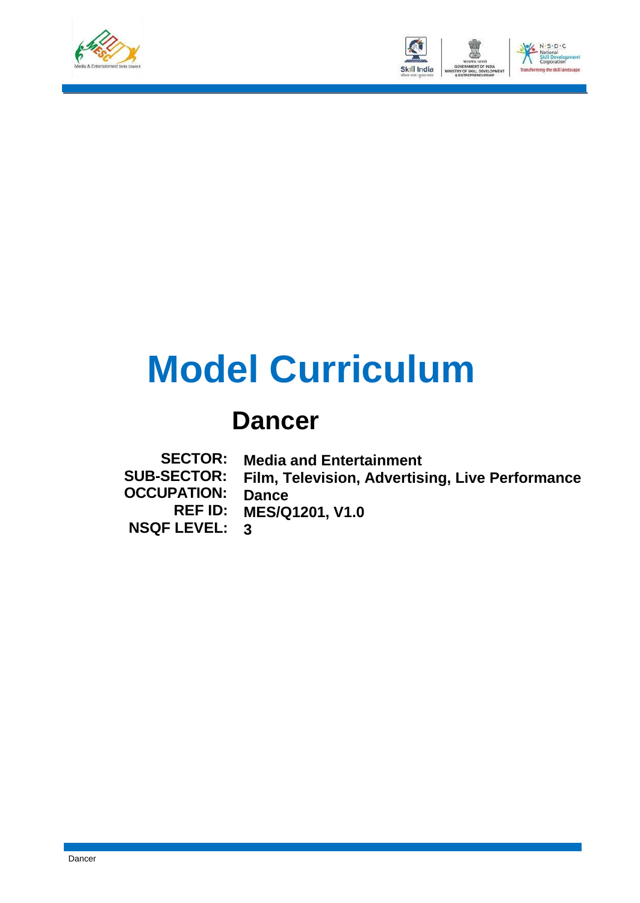# Model Curriculum

## Dancer

| | |
|---|---|
| **SECTOR:** | **Media and Entertainment** |
| **SUB-SECTOR:** | **Film, Television, Advertising, Live Performance** |
| **OCCUPATION:** | **Dance** |
| **REF ID:** | **MES/Q1201, V1.0** |
| **NSQF LEVEL:** | **3** |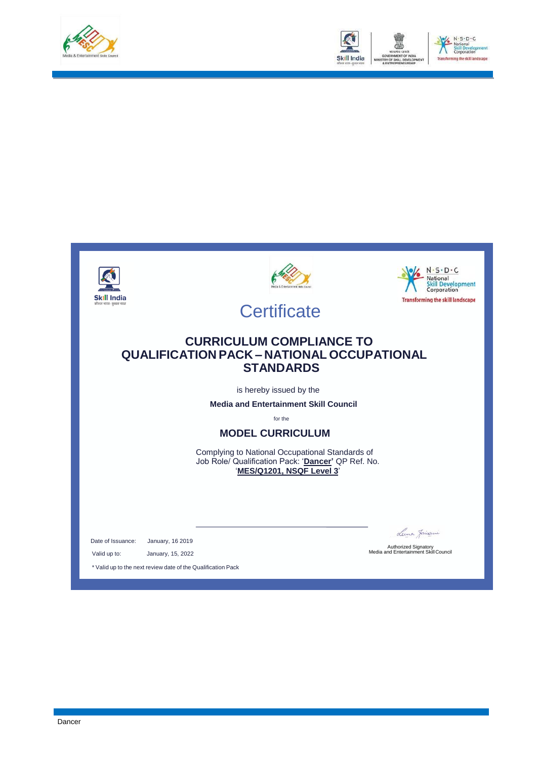# Certificate

## CURRICULUM COMPLIANCE TO QUALIFICATION PACK – NATIONAL OCCUPATIONAL STANDARDS

is hereby issued by the

**Media and Entertainment Skill Council**

for the

### MODEL CURRICULUM

Complying to National Occupational Standards of Job Role/ Qualification Pack: '**Dancer'** QP Ref. No. '**MES/Q1201, NSQF Level 3**'

Date of Issuance: January, 16 2019

Valid up to: January, 15, 2022

\* Valid up to the next review date of the Qualification Pack

Authorized Signatory
Media and Entertainment Skill Council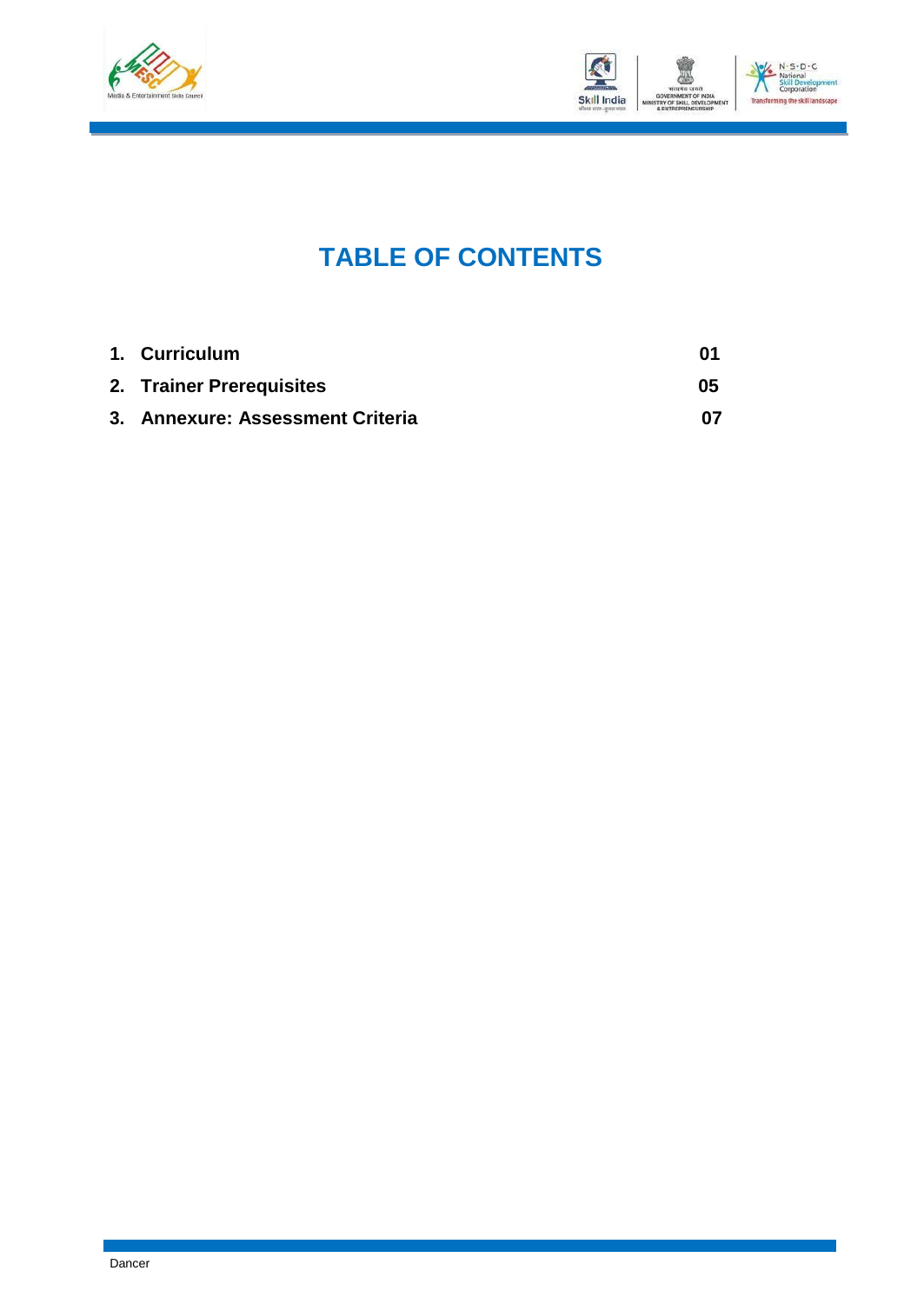# TABLE OF CONTENTS

| | | |
|---|---|---|
| 1. | **Curriculum** | **01** |
| 2. | **Trainer Prerequisites** | **05** |
| 3. | **Annexure: Assessment Criteria** | **07** |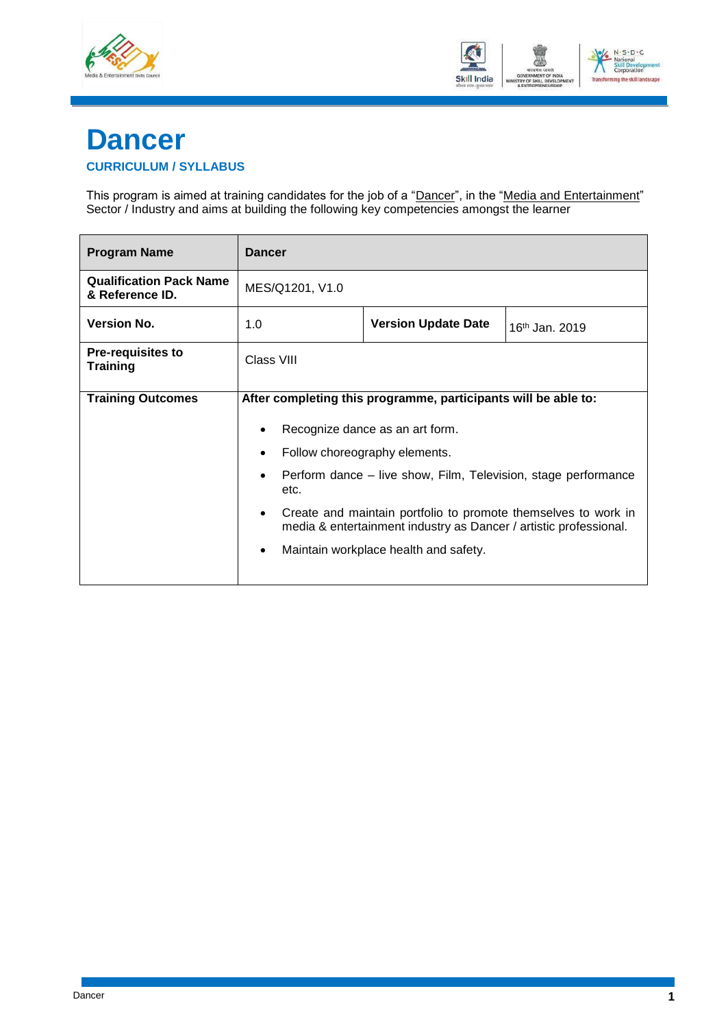# Dancer

**CURRICULUM / SYLLABUS**

This program is aimed at training candidates for the job of a "Dancer", in the "Media and Entertainment" Sector / Industry and aims at building the following key competencies amongst the learner

| **Program Name** | **Dancer** | | |
|---|---|---|---|
| **Qualification Pack Name & Reference ID.** | MES/Q1201, V1.0 | | |
| **Version No.** | 1.0 | **Version Update Date** | 16th Jan. 2019 |
| **Pre-requisites to Training** | Class VIII | | |
| **Training Outcomes** | **After completing this programme, participants will be able to:**<br>• Recognize dance as an art form.<br>• Follow choreography elements.<br>• Perform dance – live show, Film, Television, stage performance etc.<br>• Create and maintain portfolio to promote themselves to work in media & entertainment industry as Dancer / artistic professional.<br>• Maintain workplace health and safety. | | |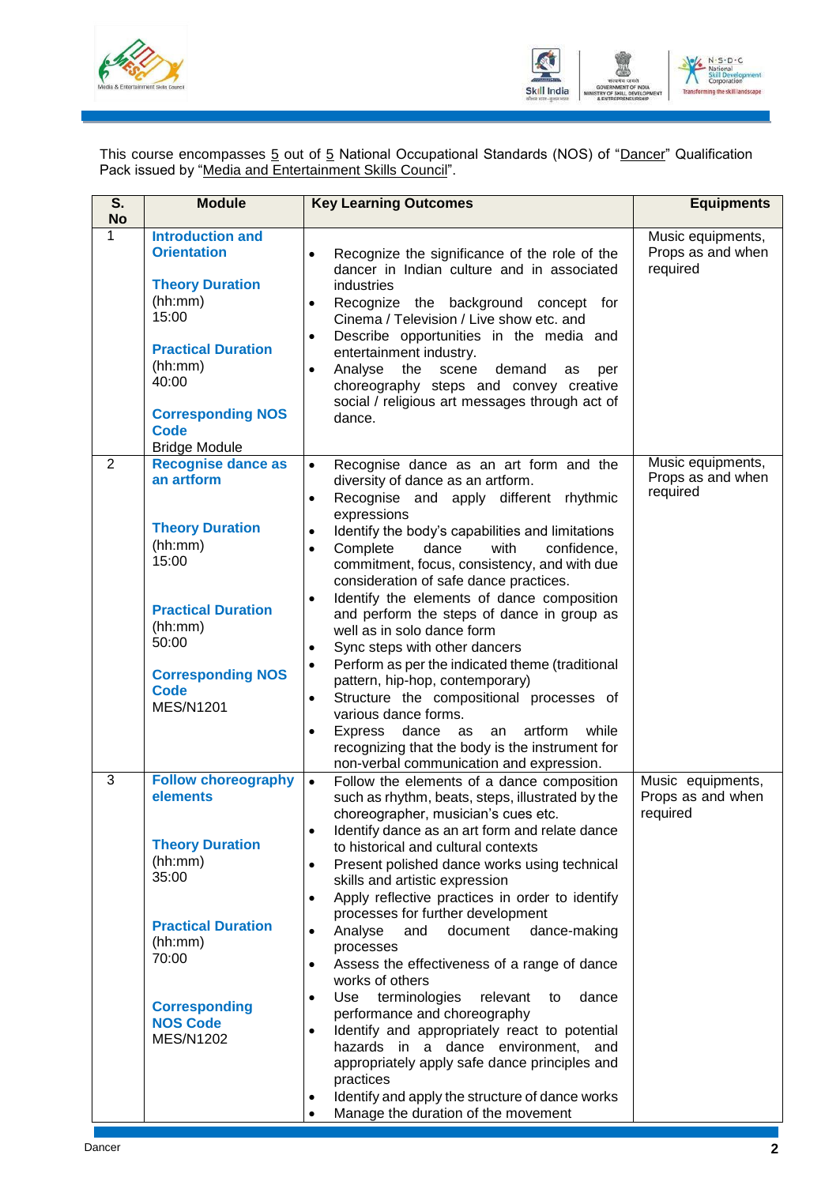This course encompasses 5 out of 5 National Occupational Standards (NOS) of "Dancer" Qualification Pack issued by "Media and Entertainment Skills Council".

| S. No | Module | Key Learning Outcomes | Equipments |
|---|---|---|---|
| 1 | **Introduction and Orientation**<br><br>**Theory Duration** (hh:mm)<br>15:00<br><br>**Practical Duration** (hh:mm)<br>40:00<br><br>**Corresponding NOS Code**<br>Bridge Module | • Recognize the significance of the role of the dancer in Indian culture and in associated industries<br>• Recognize the background concept for Cinema / Television / Live show etc. and<br>• Describe opportunities in the media and entertainment industry.<br>• Analyse the scene demand as per choreography steps and convey creative social / religious art messages through act of dance. | Music equipments, Props as and when required |
| 2 | **Recognise dance as an artform**<br><br>**Theory Duration** (hh:mm)<br>15:00<br><br>**Practical Duration** (hh:mm)<br>50:00<br><br>**Corresponding NOS Code**<br>MES/N1201 | • Recognise dance as an art form and the diversity of dance as an artform.<br>• Recognise and apply different rhythmic expressions<br>• Identify the body's capabilities and limitations<br>• Complete dance with confidence, commitment, focus, consistency, and with due consideration of safe dance practices.<br>• Identify the elements of dance composition and perform the steps of dance in group as well as in solo dance form<br>• Sync steps with other dancers<br>• Perform as per the indicated theme (traditional pattern, hip-hop, contemporary)<br>• Structure the compositional processes of various dance forms.<br>• Express dance as an artform while recognizing that the body is the instrument for non-verbal communication and expression. | Music equipments, Props as and when required |
| 3 | **Follow choreography elements**<br><br>**Theory Duration** (hh:mm)<br>35:00<br><br>**Practical Duration** (hh:mm)<br>70:00<br><br>**Corresponding NOS Code**<br>MES/N1202 | • Follow the elements of a dance composition such as rhythm, beats, steps, illustrated by the choreographer, musician's cues etc.<br>• Identify dance as an art form and relate dance to historical and cultural contexts<br>• Present polished dance works using technical skills and artistic expression<br>• Apply reflective practices in order to identify processes for further development<br>• Analyse and document dance-making processes<br>• Assess the effectiveness of a range of dance works of others<br>• Use terminologies relevant to dance performance and choreography<br>• Identify and appropriately react to potential hazards in a dance environment, and appropriately apply safe dance principles and practices<br>• Identify and apply the structure of dance works<br>• Manage the duration of the movement | Music equipments, Props as and when required |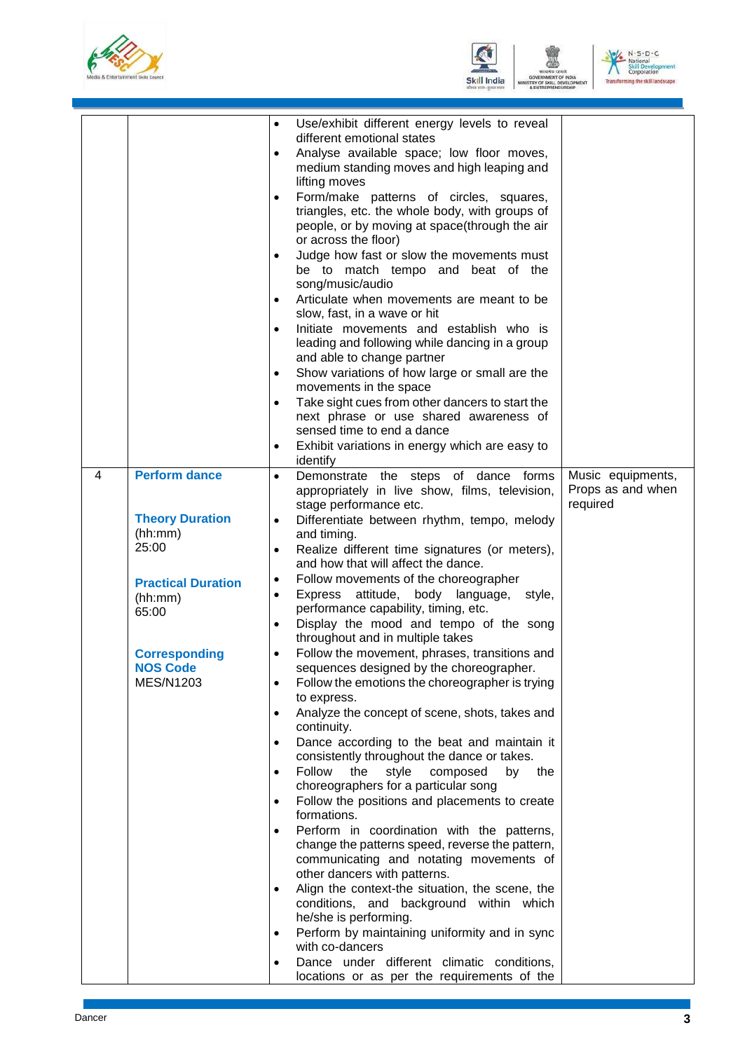| | | | |
|---|---|---|---|
| | | • Use/exhibit different energy levels to reveal different emotional states<br>• Analyse available space; low floor moves, medium standing moves and high leaping and lifting moves<br>• Form/make patterns of circles, squares, triangles, etc. the whole body, with groups of people, or by moving at space(through the air or across the floor)<br>• Judge how fast or slow the movements must be to match tempo and beat of the song/music/audio<br>• Articulate when movements are meant to be slow, fast, in a wave or hit<br>• Initiate movements and establish who is leading and following while dancing in a group and able to change partner<br>• Show variations of how large or small are the movements in the space<br>• Take sight cues from other dancers to start the next phrase or use shared awareness of sensed time to end a dance<br>• Exhibit variations in energy which are easy to identify | |
| 4 | **Perform dance**<br><br>**Theory Duration** (hh:mm)<br>25:00<br><br>**Practical Duration** (hh:mm)<br>65:00<br><br>**Corresponding NOS Code**<br>MES/N1203 | • Demonstrate the steps of dance forms appropriately in live show, films, television, stage performance etc.<br>• Differentiate between rhythm, tempo, melody and timing.<br>• Realize different time signatures (or meters), and how that will affect the dance.<br>• Follow movements of the choreographer<br>• Express attitude, body language, style, performance capability, timing, etc.<br>• Display the mood and tempo of the song throughout and in multiple takes<br>• Follow the movement, phrases, transitions and sequences designed by the choreographer.<br>• Follow the emotions the choreographer is trying to express.<br>• Analyze the concept of scene, shots, takes and continuity.<br>• Dance according to the beat and maintain it consistently throughout the dance or takes.<br>• Follow the style composed by the choreographers for a particular song<br>• Follow the positions and placements to create formations.<br>• Perform in coordination with the patterns, change the patterns speed, reverse the pattern, communicating and notating movements of other dancers with patterns.<br>• Align the context-the situation, the scene, the conditions, and background within which he/she is performing.<br>• Perform by maintaining uniformity and in sync with co-dancers<br>• Dance under different climatic conditions, locations or as per the requirements of the | Music equipments, Props as and when required |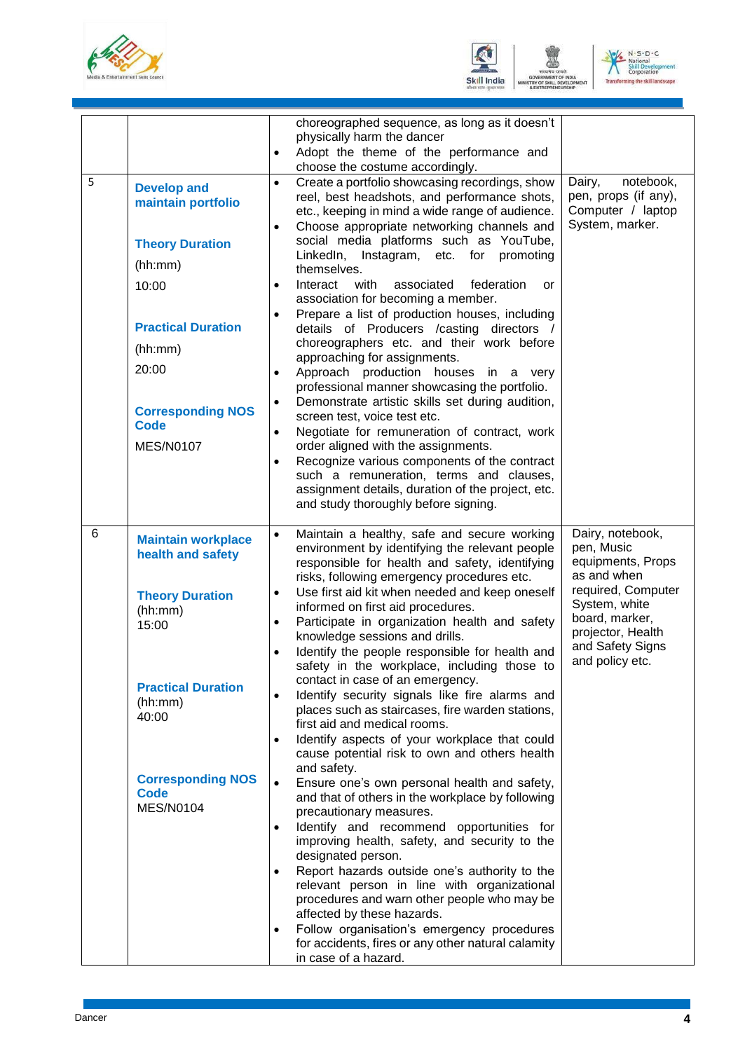| | | | |
|---|---|---|---|
| | | choreographed sequence, as long as it doesn't physically harm the dancer<br>• Adopt the theme of the performance and choose the costume accordingly. | |
| 5 | **Develop and maintain portfolio**<br><br>**Theory Duration**<br>(hh:mm)<br>10:00<br><br>**Practical Duration**<br>(hh:mm)<br>20:00<br><br>**Corresponding NOS Code**<br>MES/N0107 | • Create a portfolio showcasing recordings, show reel, best headshots, and performance shots, etc., keeping in mind a wide range of audience.<br>• Choose appropriate networking channels and social media platforms such as YouTube, LinkedIn, Instagram, etc. for promoting themselves.<br>• Interact with associated federation or association for becoming a member.<br>• Prepare a list of production houses, including details of Producers /casting directors / choreographers etc. and their work before approaching for assignments.<br>• Approach production houses in a very professional manner showcasing the portfolio.<br>• Demonstrate artistic skills set during audition, screen test, voice test etc.<br>• Negotiate for remuneration of contract, work order aligned with the assignments.<br>• Recognize various components of the contract such a remuneration, terms and clauses, assignment details, duration of the project, etc. and study thoroughly before signing. | Dairy, notebook, pen, props (if any), Computer / laptop System, marker. |
| 6 | **Maintain workplace health and safety**<br><br>**Theory Duration**<br>(hh:mm)<br>15:00<br><br>**Practical Duration**<br>(hh:mm)<br>40:00<br><br>**Corresponding NOS Code**<br>MES/N0104 | • Maintain a healthy, safe and secure working environment by identifying the relevant people responsible for health and safety, identifying risks, following emergency procedures etc.<br>• Use first aid kit when needed and keep oneself informed on first aid procedures.<br>• Participate in organization health and safety knowledge sessions and drills.<br>• Identify the people responsible for health and safety in the workplace, including those to contact in case of an emergency.<br>• Identify security signals like fire alarms and places such as staircases, fire warden stations, first aid and medical rooms.<br>• Identify aspects of your workplace that could cause potential risk to own and others health and safety.<br>• Ensure one's own personal health and safety, and that of others in the workplace by following precautionary measures.<br>• Identify and recommend opportunities for improving health, safety, and security to the designated person.<br>• Report hazards outside one's authority to the relevant person in line with organizational procedures and warn other people who may be affected by these hazards.<br>• Follow organisation's emergency procedures for accidents, fires or any other natural calamity in case of a hazard. | Dairy, notebook, pen, Music equipments, Props as and when required, Computer System, white board, marker, projector, Health and Safety Signs and policy etc. |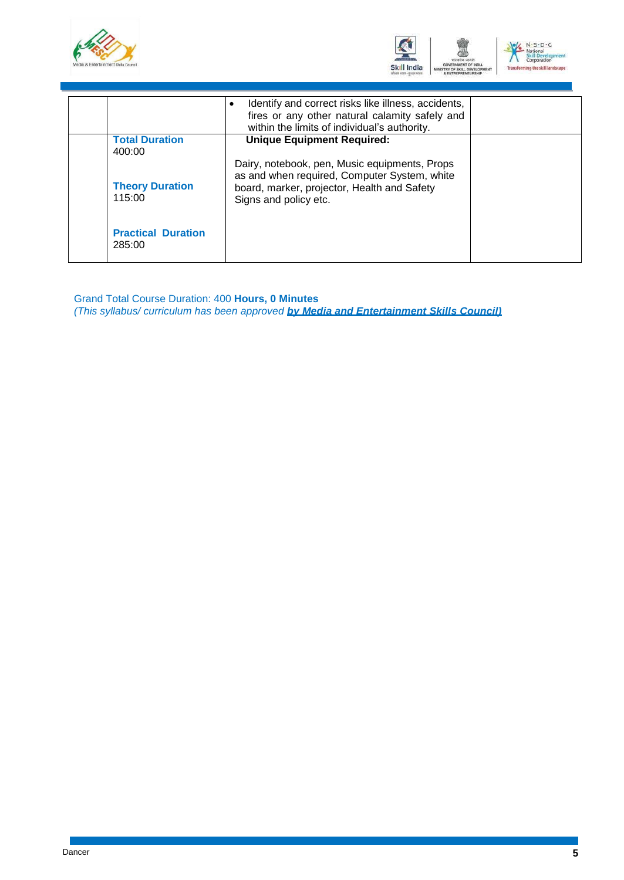|  |  |  |  |
|---|---|---|---|
|  |  | • Identify and correct risks like illness, accidents, fires or any other natural calamity safely and within the limits of individual's authority. |  |
|  | **Total Duration**<br>400:00<br><br>**Theory Duration**<br>115:00<br><br>**Practical Duration**<br>285:00 | **Unique Equipment Required:**<br><br>Dairy, notebook, pen, Music equipments, Props as and when required, Computer System, white board, marker, projector, Health and Safety Signs and policy etc. |  |

Grand Total Course Duration: 400 **Hours, 0 Minutes**
*(This syllabus/ curriculum has been approved* ***by Media and Entertainment Skills Council)***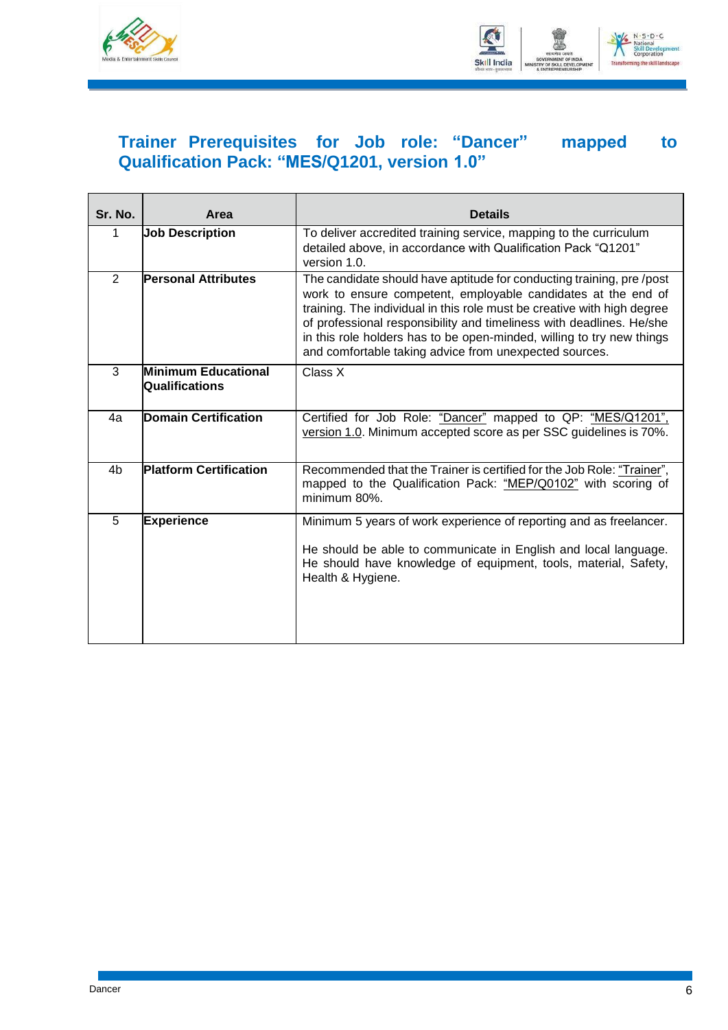## Trainer Prerequisites for Job role: "Dancer" mapped to Qualification Pack: "MES/Q1201, version 1.0"

| Sr. No. | Area | Details |
|---|---|---|
| 1 | **Job Description** | To deliver accredited training service, mapping to the curriculum detailed above, in accordance with Qualification Pack "Q1201" version 1.0. |
| 2 | **Personal Attributes** | The candidate should have aptitude for conducting training, pre /post work to ensure competent, employable candidates at the end of training. The individual in this role must be creative with high degree of professional responsibility and timeliness with deadlines. He/she in this role holders has to be open-minded, willing to try new things and comfortable taking advice from unexpected sources. |
| 3 | **Minimum Educational Qualifications** | Class X |
| 4a | **Domain Certification** | Certified for Job Role: "Dancer" mapped to QP: "MES/Q1201", version 1.0. Minimum accepted score as per SSC guidelines is 70%. |
| 4b | **Platform Certification** | Recommended that the Trainer is certified for the Job Role: "Trainer", mapped to the Qualification Pack: "MEP/Q0102" with scoring of minimum 80%. |
| 5 | **Experience** | Minimum 5 years of work experience of reporting and as freelancer.<br><br>He should be able to communicate in English and local language. He should have knowledge of equipment, tools, material, Safety, Health & Hygiene. |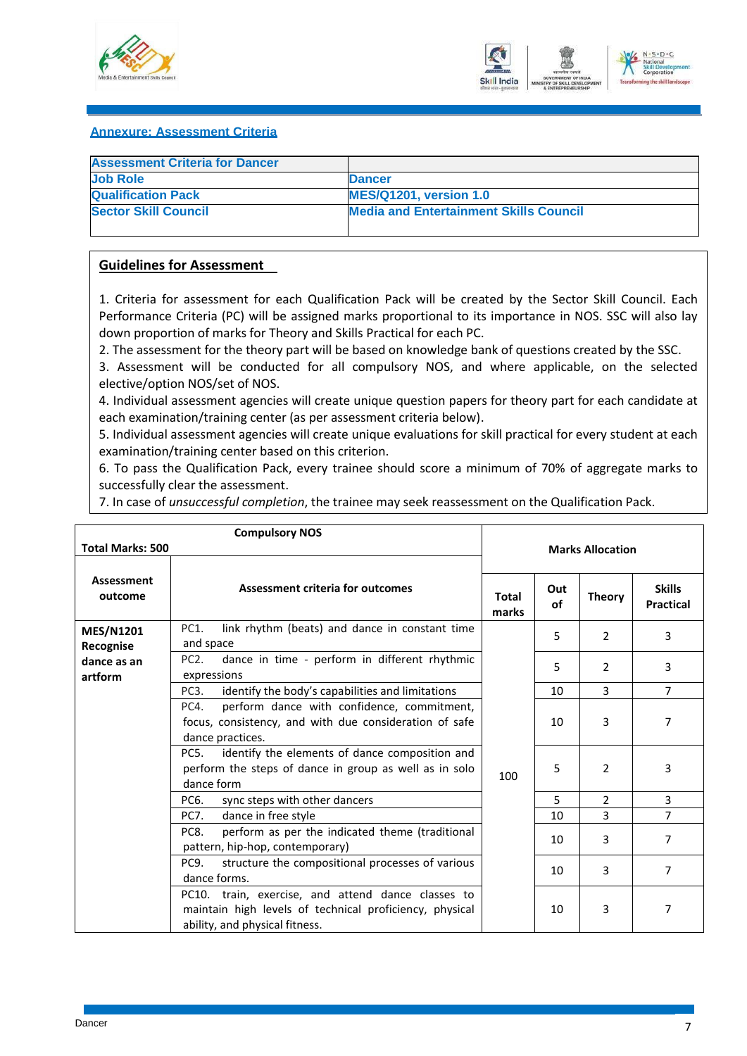## Annexure: Assessment Criteria

| Assessment Criteria for Dancer | |
|---|---|
| Job Role | Dancer |
| Qualification Pack | MES/Q1201, version 1.0 |
| Sector Skill Council | Media and Entertainment Skills Council |

**Guidelines for Assessment**

1. Criteria for assessment for each Qualification Pack will be created by the Sector Skill Council. Each Performance Criteria (PC) will be assigned marks proportional to its importance in NOS. SSC will also lay down proportion of marks for Theory and Skills Practical for each PC.
2. The assessment for the theory part will be based on knowledge bank of questions created by the SSC.
3. Assessment will be conducted for all compulsory NOS, and where applicable, on the selected elective/option NOS/set of NOS.
4. Individual assessment agencies will create unique question papers for theory part for each candidate at each examination/training center (as per assessment criteria below).
5. Individual assessment agencies will create unique evaluations for skill practical for every student at each examination/training center based on this criterion.
6. To pass the Qualification Pack, every trainee should score a minimum of 70% of aggregate marks to successfully clear the assessment.
7. In case of *unsuccessful completion*, the trainee may seek reassessment on the Qualification Pack.

| Total Marks: 500 | Compulsory NOS | Marks Allocation | | | |
|---|---|---|---|---|---|
| Assessment outcome | Assessment criteria for outcomes | Total marks | Out of | Theory | Skills Practical |
| MES/N1201 Recognise dance as an artform | PC1. link rhythm (beats) and dance in constant time and space | 100 | 5 | 2 | 3 |
| | PC2. dance in time - perform in different rhythmic expressions | | 5 | 2 | 3 |
| | PC3. identify the body's capabilities and limitations | | 10 | 3 | 7 |
| | PC4. perform dance with confidence, commitment, focus, consistency, and with due consideration of safe dance practices. | | 10 | 3 | 7 |
| | PC5. identify the elements of dance composition and perform the steps of dance in group as well as in solo dance form | | 5 | 2 | 3 |
| | PC6. sync steps with other dancers | | 5 | 2 | 3 |
| | PC7. dance in free style | | 10 | 3 | 7 |
| | PC8. perform as per the indicated theme (traditional pattern, hip-hop, contemporary) | | 10 | 3 | 7 |
| | PC9. structure the compositional processes of various dance forms. | | 10 | 3 | 7 |
| | PC10. train, exercise, and attend dance classes to maintain high levels of technical proficiency, physical ability, and physical fitness. | | 10 | 3 | 7 |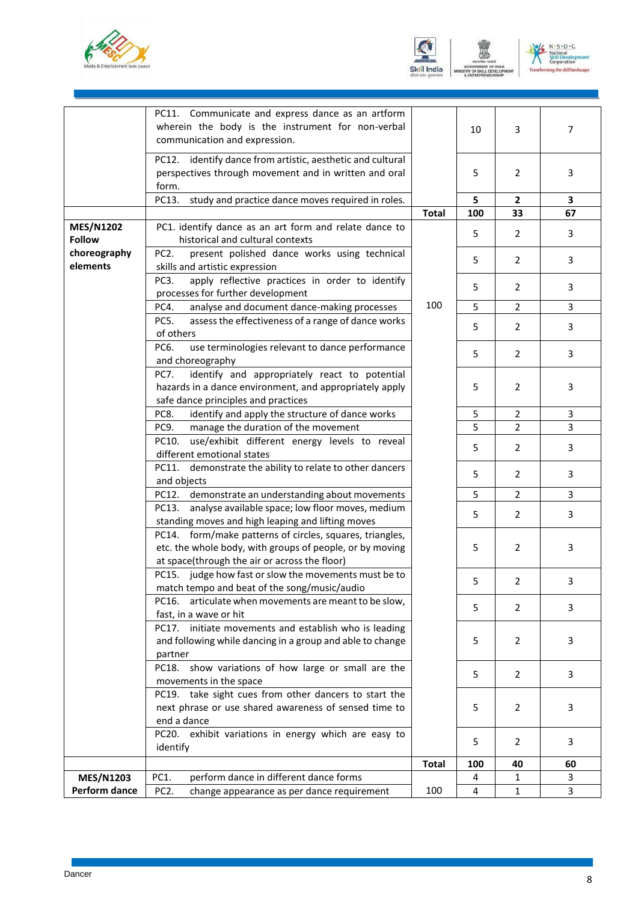| | | | | | |
|---|---|---|---|---|---|
| | PC11. Communicate and express dance as an artform wherein the body is the instrument for non-verbal communication and expression. | | 10 | 3 | 7 |
| | PC12. identify dance from artistic, aesthetic and cultural perspectives through movement and in written and oral form. | | 5 | 2 | 3 |
| | PC13. study and practice dance moves required in roles. | | **5** | **2** | **3** |
| | | **Total** | **100** | **33** | **67** |
| **MES/N1202 Follow choreography elements** | PC1. identify dance as an art form and relate dance to historical and cultural contexts | 100 | 5 | 2 | 3 |
| | PC2. present polished dance works using technical skills and artistic expression | | 5 | 2 | 3 |
| | PC3. apply reflective practices in order to identify processes for further development | | 5 | 2 | 3 |
| | PC4. analyse and document dance-making processes | | 5 | 2 | 3 |
| | PC5. assess the effectiveness of a range of dance works of others | | 5 | 2 | 3 |
| | PC6. use terminologies relevant to dance performance and choreography | | 5 | 2 | 3 |
| | PC7. identify and appropriately react to potential hazards in a dance environment, and appropriately apply safe dance principles and practices | | 5 | 2 | 3 |
| | PC8. identify and apply the structure of dance works | | 5 | 2 | 3 |
| | PC9. manage the duration of the movement | | 5 | 2 | 3 |
| | PC10. use/exhibit different energy levels to reveal different emotional states | | 5 | 2 | 3 |
| | PC11. demonstrate the ability to relate to other dancers and objects | | 5 | 2 | 3 |
| | PC12. demonstrate an understanding about movements | | 5 | 2 | 3 |
| | PC13. analyse available space; low floor moves, medium standing moves and high leaping and lifting moves | | 5 | 2 | 3 |
| | PC14. form/make patterns of circles, squares, triangles, etc. the whole body, with groups of people, or by moving at space(through the air or across the floor) | | 5 | 2 | 3 |
| | PC15. judge how fast or slow the movements must be to match tempo and beat of the song/music/audio | | 5 | 2 | 3 |
| | PC16. articulate when movements are meant to be slow, fast, in a wave or hit | | 5 | 2 | 3 |
| | PC17. initiate movements and establish who is leading and following while dancing in a group and able to change partner | | 5 | 2 | 3 |
| | PC18. show variations of how large or small are the movements in the space | | 5 | 2 | 3 |
| | PC19. take sight cues from other dancers to start the next phrase or use shared awareness of sensed time to end a dance | | 5 | 2 | 3 |
| | PC20. exhibit variations in energy which are easy to identify | | 5 | 2 | 3 |
| | | **Total** | **100** | **40** | **60** |
| **MES/N1203 Perform dance** | PC1. perform dance in different dance forms | 100 | 4 | 1 | 3 |
| | PC2. change appearance as per dance requirement | | 4 | 1 | 3 |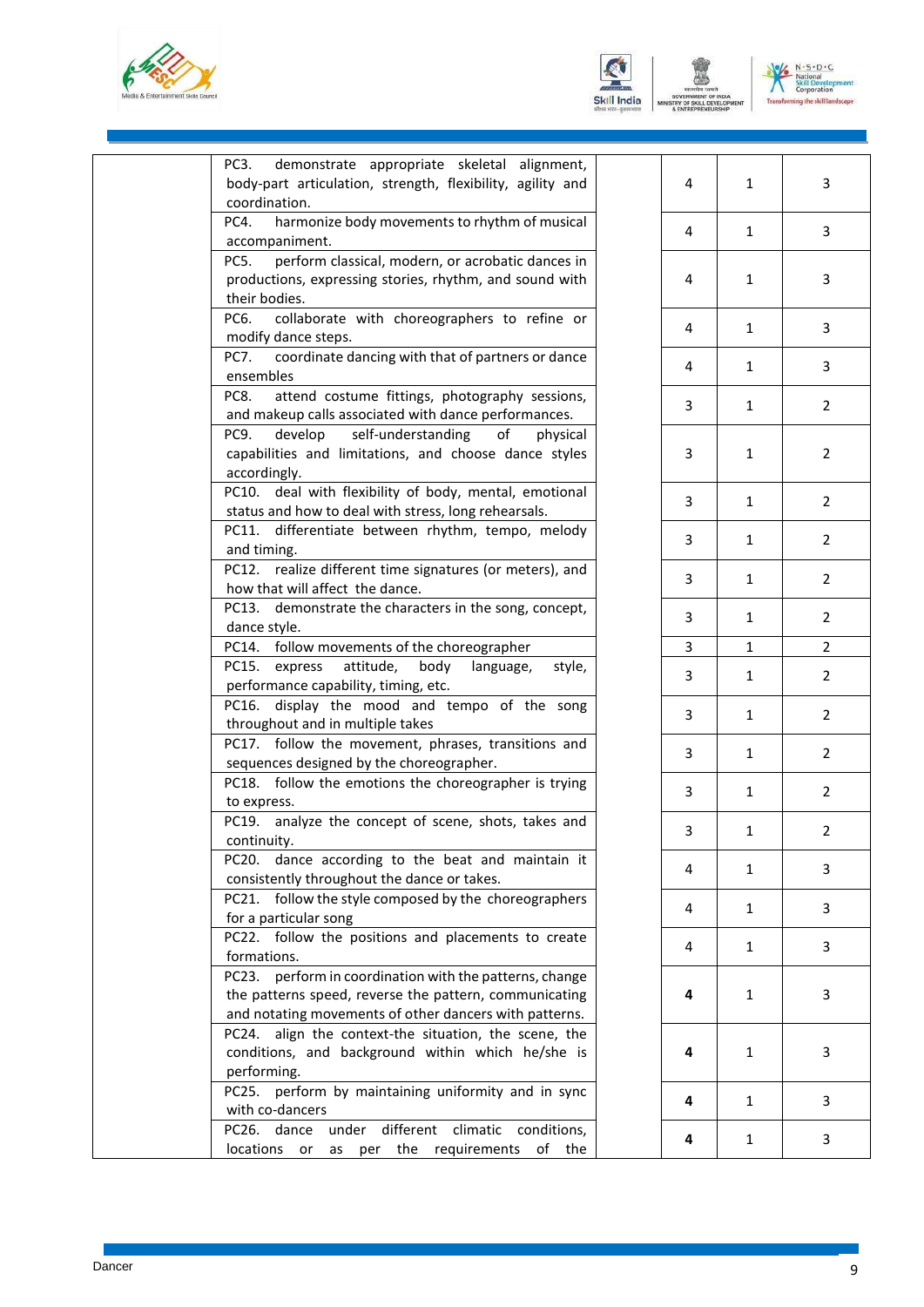| | | | | | |
|---|---|---|---|---|---|
| | PC3. demonstrate appropriate skeletal alignment, body-part articulation, strength, flexibility, agility and coordination. | | 4 | 1 | 3 |
| | PC4. harmonize body movements to rhythm of musical accompaniment. | | 4 | 1 | 3 |
| | PC5. perform classical, modern, or acrobatic dances in productions, expressing stories, rhythm, and sound with their bodies. | | 4 | 1 | 3 |
| | PC6. collaborate with choreographers to refine or modify dance steps. | | 4 | 1 | 3 |
| | PC7. coordinate dancing with that of partners or dance ensembles | | 4 | 1 | 3 |
| | PC8. attend costume fittings, photography sessions, and makeup calls associated with dance performances. | | 3 | 1 | 2 |
| | PC9. develop self-understanding of physical capabilities and limitations, and choose dance styles accordingly. | | 3 | 1 | 2 |
| | PC10. deal with flexibility of body, mental, emotional status and how to deal with stress, long rehearsals. | | 3 | 1 | 2 |
| | PC11. differentiate between rhythm, tempo, melody and timing. | | 3 | 1 | 2 |
| | PC12. realize different time signatures (or meters), and how that will affect the dance. | | 3 | 1 | 2 |
| | PC13. demonstrate the characters in the song, concept, dance style. | | 3 | 1 | 2 |
| | PC14. follow movements of the choreographer | | 3 | 1 | 2 |
| | PC15. express attitude, body language, style, performance capability, timing, etc. | | 3 | 1 | 2 |
| | PC16. display the mood and tempo of the song throughout and in multiple takes | | 3 | 1 | 2 |
| | PC17. follow the movement, phrases, transitions and sequences designed by the choreographer. | | 3 | 1 | 2 |
| | PC18. follow the emotions the choreographer is trying to express. | | 3 | 1 | 2 |
| | PC19. analyze the concept of scene, shots, takes and continuity. | | 3 | 1 | 2 |
| | PC20. dance according to the beat and maintain it consistently throughout the dance or takes. | | 4 | 1 | 3 |
| | PC21. follow the style composed by the choreographers for a particular song | | 4 | 1 | 3 |
| | PC22. follow the positions and placements to create formations. | | 4 | 1 | 3 |
| | PC23. perform in coordination with the patterns, change the patterns speed, reverse the pattern, communicating and notating movements of other dancers with patterns. | | **4** | 1 | 3 |
| | PC24. align the context-the situation, the scene, the conditions, and background within which he/she is performing. | | **4** | 1 | 3 |
| | PC25. perform by maintaining uniformity and in sync with co-dancers | | **4** | 1 | 3 |
| | PC26. dance under different climatic conditions, locations or as per the requirements of the | | **4** | 1 | 3 |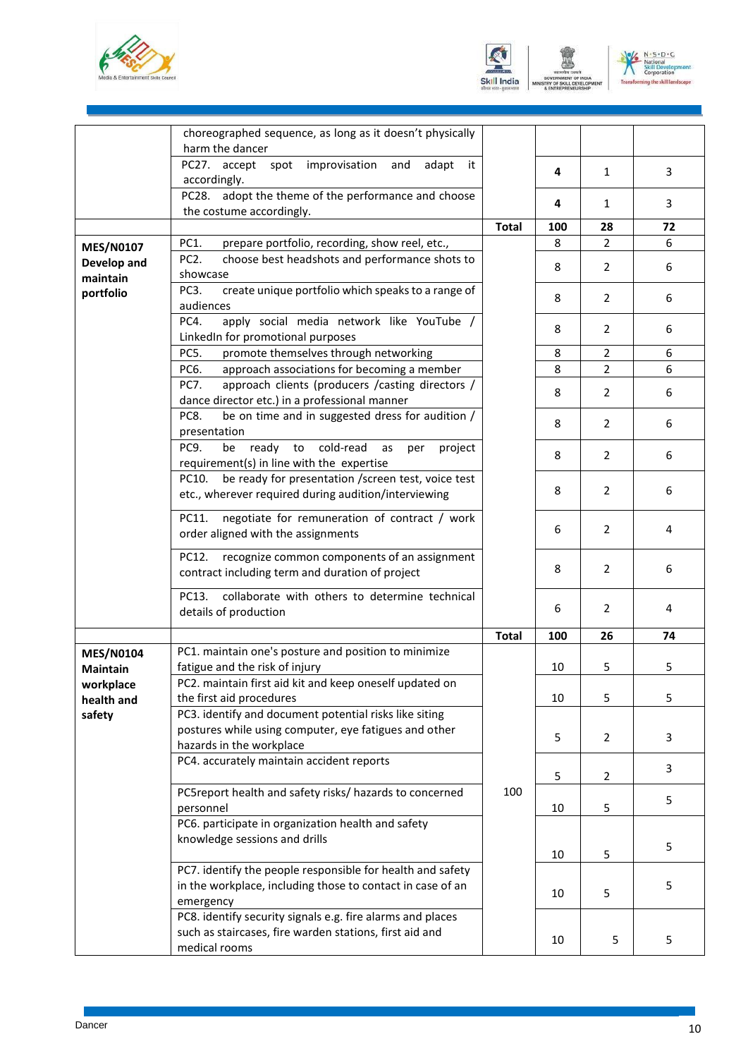| | | | | | |
|---|---|---|---|---|---|
| | choreographed sequence, as long as it doesn't physically harm the dancer | | | | |
| | PC27. accept spot improvisation and adapt it accordingly. | | 4 | 1 | 3 |
| | PC28. adopt the theme of the performance and choose the costume accordingly. | | 4 | 1 | 3 |
| | | **Total** | **100** | **28** | **72** |
| **MES/N0107 Develop and maintain portfolio** | PC1. prepare portfolio, recording, show reel, etc., | | 8 | 2 | 6 |
| | PC2. choose best headshots and performance shots to showcase | | 8 | 2 | 6 |
| | PC3. create unique portfolio which speaks to a range of audiences | | 8 | 2 | 6 |
| | PC4. apply social media network like YouTube / LinkedIn for promotional purposes | | 8 | 2 | 6 |
| | PC5. promote themselves through networking | | 8 | 2 | 6 |
| | PC6. approach associations for becoming a member | | 8 | 2 | 6 |
| | PC7. approach clients (producers /casting directors / dance director etc.) in a professional manner | | 8 | 2 | 6 |
| | PC8. be on time and in suggested dress for audition / presentation | | 8 | 2 | 6 |
| | PC9. be ready to cold-read as per project requirement(s) in line with the expertise | | 8 | 2 | 6 |
| | PC10. be ready for presentation /screen test, voice test etc., wherever required during audition/interviewing | | 8 | 2 | 6 |
| | PC11. negotiate for remuneration of contract / work order aligned with the assignments | | 6 | 2 | 4 |
| | PC12. recognize common components of an assignment contract including term and duration of project | | 8 | 2 | 6 |
| | PC13. collaborate with others to determine technical details of production | | 6 | 2 | 4 |
| | | **Total** | **100** | **26** | **74** |
| **MES/N0104 Maintain workplace health and safety** | PC1. maintain one's posture and position to minimize fatigue and the risk of injury | 100 | 10 | 5 | 5 |
| | PC2. maintain first aid kit and keep oneself updated on the first aid procedures | | 10 | 5 | 5 |
| | PC3. identify and document potential risks like siting postures while using computer, eye fatigues and other hazards in the workplace | | 5 | 2 | 3 |
| | PC4. accurately maintain accident reports | | 5 | 2 | 3 |
| | PC5report health and safety risks/ hazards to concerned personnel | | 10 | 5 | 5 |
| | PC6. participate in organization health and safety knowledge sessions and drills | | 10 | 5 | 5 |
| | PC7. identify the people responsible for health and safety in the workplace, including those to contact in case of an emergency | | 10 | 5 | 5 |
| | PC8. identify security signals e.g. fire alarms and places such as staircases, fire warden stations, first aid and medical rooms | | 10 | 5 | 5 |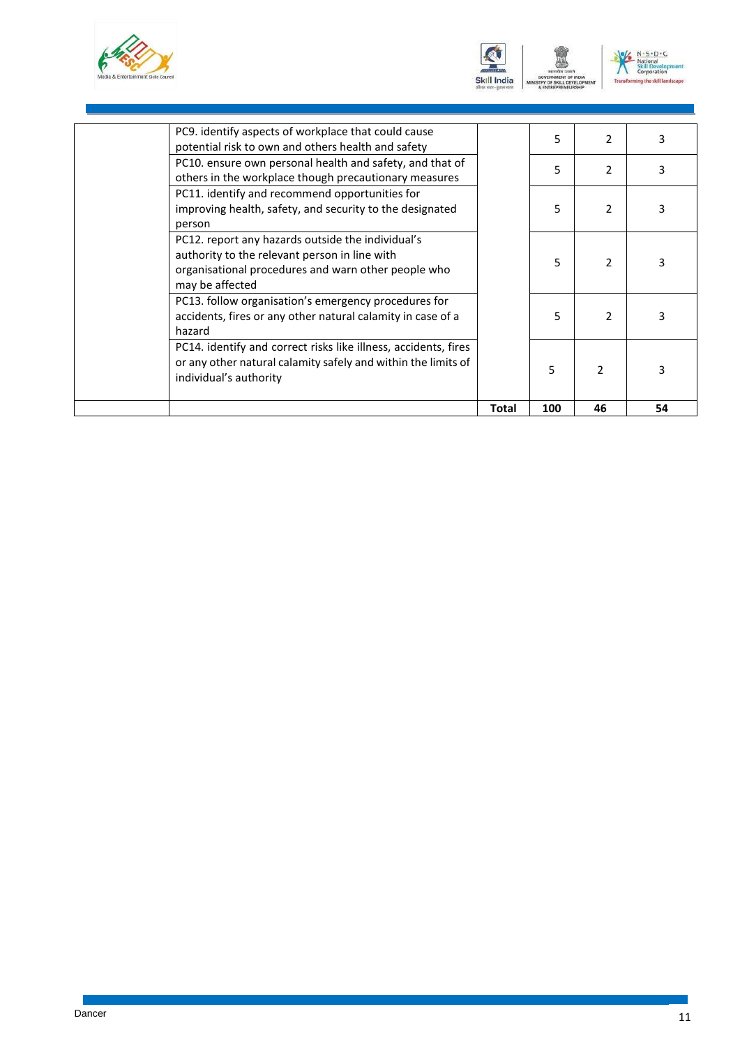| | | | | | |
|---|---|---|---|---|---|
| | PC9. identify aspects of workplace that could cause potential risk to own and others health and safety | | 5 | 2 | 3 |
| | PC10. ensure own personal health and safety, and that of others in the workplace though precautionary measures | | 5 | 2 | 3 |
| | PC11. identify and recommend opportunities for improving health, safety, and security to the designated person | | 5 | 2 | 3 |
| | PC12. report any hazards outside the individual's authority to the relevant person in line with organisational procedures and warn other people who may be affected | | 5 | 2 | 3 |
| | PC13. follow organisation's emergency procedures for accidents, fires or any other natural calamity in case of a hazard | | 5 | 2 | 3 |
| | PC14. identify and correct risks like illness, accidents, fires or any other natural calamity safely and within the limits of individual's authority | | 5 | 2 | 3 |
| | | **Total** | **100** | **46** | **54** |